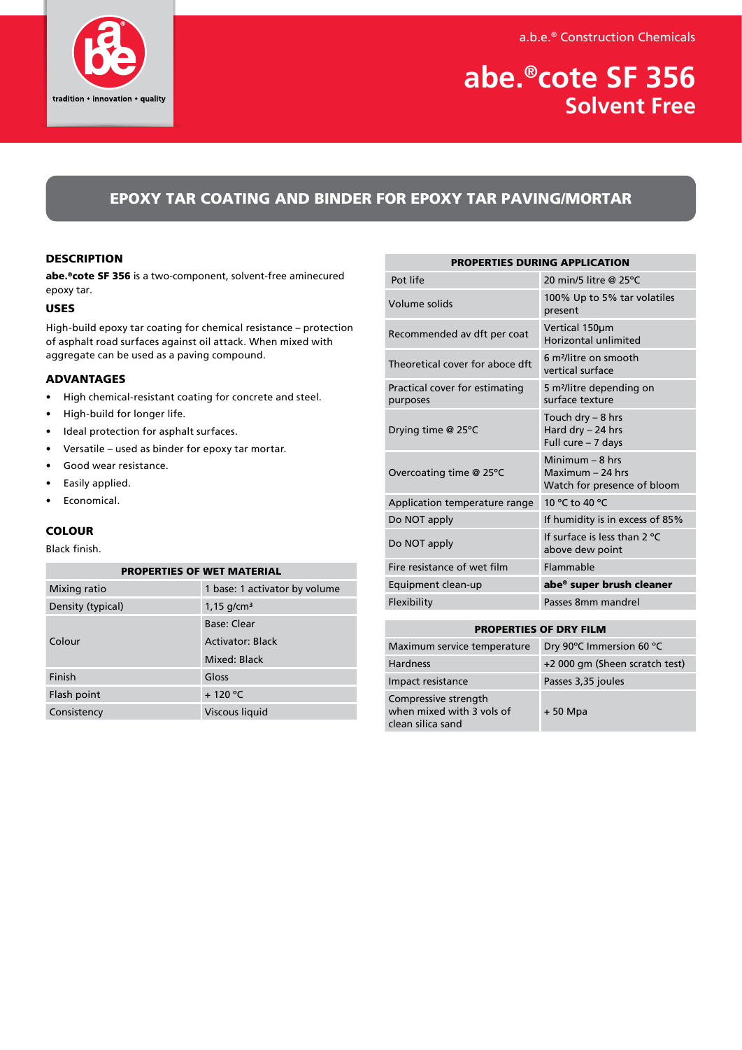a.b.e.® Construction Chemicals

# abe.®cote SF 356
## Solvent Free

## EPOXY TAR COATING AND BINDER FOR EPOXY TAR PAVING/MORTAR

### DESCRIPTION

**abe.®cote SF 356** is a two-component, solvent-free aminecured epoxy tar.

### USES

High-build epoxy tar coating for chemical resistance – protection of asphalt road surfaces against oil attack. When mixed with aggregate can be used as a paving compound.

### ADVANTAGES

- High chemical-resistant coating for concrete and steel.
- High-build for longer life.
- Ideal protection for asphalt surfaces.
- Versatile – used as binder for epoxy tar mortar.
- Good wear resistance.
- Easily applied.
- Economical.

### COLOUR

Black finish.

| PROPERTIES OF WET MATERIAL | |
|---|---|
| Mixing ratio | 1 base: 1 activator by volume |
| Density (typical) | 1,15 g/cm³ |
| Colour | Base: Clear<br>Activator: Black<br>Mixed: Black |
| Finish | Gloss |
| Flash point | + 120 °C |
| Consistency | Viscous liquid |

| PROPERTIES DURING APPLICATION | |
|---|---|
| Pot life | 20 min/5 litre @ 25°C |
| Volume solids | 100% Up to 5% tar volatiles present |
| Recommended av dft per coat | Vertical 150µm<br>Horizontal unlimited |
| Theoretical cover for above dft | 6 m²/litre on smooth vertical surface |
| Practical cover for estimating purposes | 5 m²/litre depending on surface texture |
| Drying time @ 25°C | Touch dry – 8 hrs<br>Hard dry – 24 hrs<br>Full cure – 7 days |
| Overcoating time @ 25°C | Minimum – 8 hrs<br>Maximum – 24 hrs<br>Watch for presence of bloom |
| Application temperature range | 10 °C to 40 °C |
| Do NOT apply | If humidity is in excess of 85% |
| Do NOT apply | If surface is less than 2 °C above dew point |
| Fire resistance of wet film | Flammable |
| Equipment clean-up | **abe® super brush cleaner** |
| Flexibility | Passes 8mm mandrel |

| PROPERTIES OF DRY FILM | |
|---|---|
| Maximum service temperature | Dry 90°C Immersion 60 °C |
| Hardness | +2 000 gm (Sheen scratch test) |
| Impact resistance | Passes 3,35 joules |
| Compressive strength when mixed with 3 vols of clean silica sand | + 50 Mpa |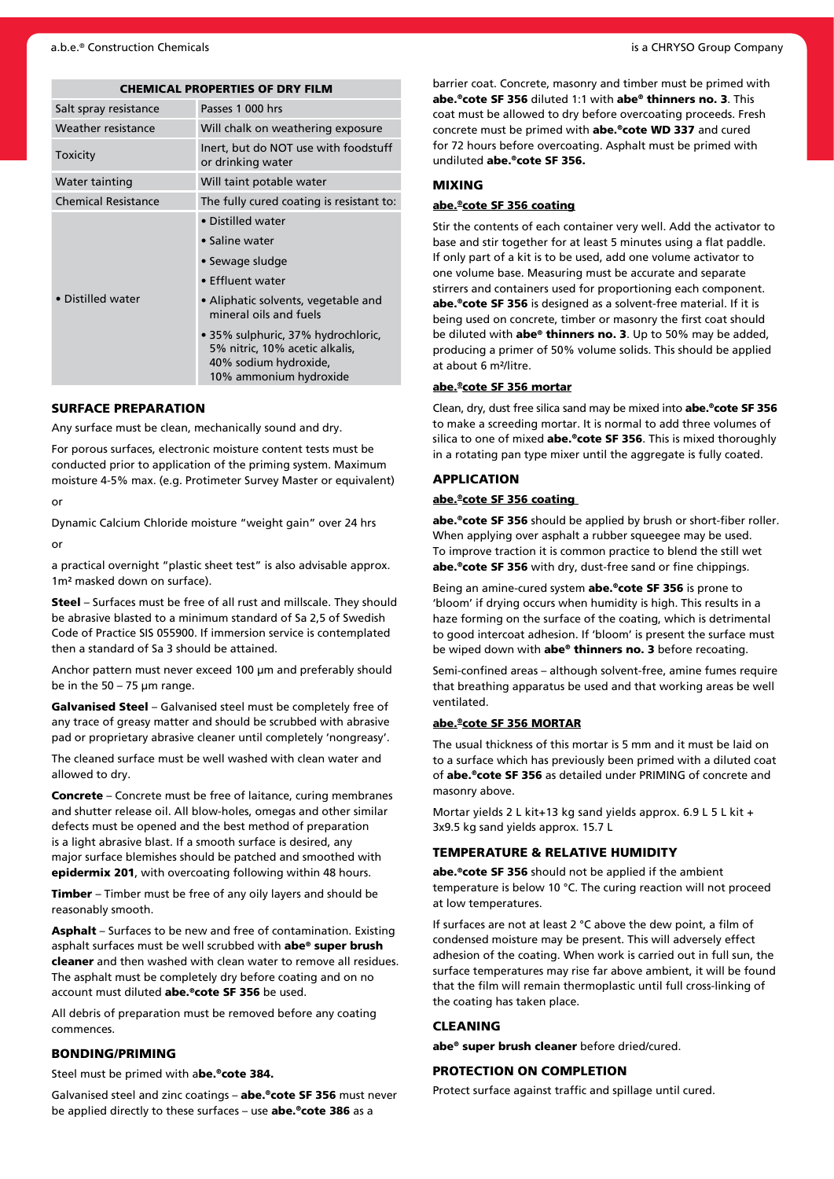| CHEMICAL PROPERTIES OF DRY FILM | |
|---|---|
| Salt spray resistance | Passes 1 000 hrs |
| Weather resistance | Will chalk on weathering exposure |
| Toxicity | Inert, but do NOT use with foodstuff or drinking water |
| Water tainting | Will taint potable water |
| Chemical Resistance | The fully cured coating is resistant to: |
| • Distilled water | • Distilled water<br>• Saline water<br>• Sewage sludge<br>• Effluent water<br>• Aliphatic solvents, vegetable and mineral oils and fuels<br>• 35% sulphuric, 37% hydrochloric, 5% nitric, 10% acetic alkalis, 40% sodium hydroxide, 10% ammonium hydroxide |

## SURFACE PREPARATION

Any surface must be clean, mechanically sound and dry.

For porous surfaces, electronic moisture content tests must be conducted prior to application of the priming system. Maximum moisture 4-5% max. (e.g. Protimeter Survey Master or equivalent)

or

Dynamic Calcium Chloride moisture "weight gain" over 24 hrs

or

a practical overnight "plastic sheet test" is also advisable approx. 1m² masked down on surface).

**Steel** – Surfaces must be free of all rust and millscale. They should be abrasive blasted to a minimum standard of Sa 2,5 of Swedish Code of Practice SIS 055900. If immersion service is contemplated then a standard of Sa 3 should be attained.

Anchor pattern must never exceed 100 µm and preferably should be in the 50 – 75 µm range.

**Galvanised Steel** – Galvanised steel must be completely free of any trace of greasy matter and should be scrubbed with abrasive pad or proprietary abrasive cleaner until completely 'nongreasy'.

The cleaned surface must be well washed with clean water and allowed to dry.

**Concrete** – Concrete must be free of laitance, curing membranes and shutter release oil. All blow-holes, omegas and other similar defects must be opened and the best method of preparation is a light abrasive blast. If a smooth surface is desired, any major surface blemishes should be patched and smoothed with **epidermix 201**, with overcoating following within 48 hours.

**Timber** – Timber must be free of any oily layers and should be reasonably smooth.

**Asphalt** – Surfaces to be new and free of contamination. Existing asphalt surfaces must be well scrubbed with **abe® super brush cleaner** and then washed with clean water to remove all residues. The asphalt must be completely dry before coating and on no account must diluted **abe.®cote SF 356** be used.

All debris of preparation must be removed before any coating commences.

## BONDING/PRIMING

Steel must be primed with a**be.®cote 384.**

Galvanised steel and zinc coatings – **abe.®cote SF 356** must never be applied directly to these surfaces – use **abe.®cote 386** as a barrier coat. Concrete, masonry and timber must be primed with **abe.®cote SF 356** diluted 1:1 with **abe® thinners no. 3**. This coat must be allowed to dry before overcoating proceeds. Fresh concrete must be primed with **abe.®cote WD 337** and cured for 72 hours before overcoating. Asphalt must be primed with undiluted **abe.®cote SF 356.**

## MIXING

**abe.®cote SF 356 coating**

Stir the contents of each container very well. Add the activator to base and stir together for at least 5 minutes using a flat paddle. If only part of a kit is to be used, add one volume activator to one volume base. Measuring must be accurate and separate stirrers and containers used for proportioning each component. **abe.®cote SF 356** is designed as a solvent-free material. If it is being used on concrete, timber or masonry the first coat should be diluted with **abe® thinners no. 3**. Up to 50% may be added, producing a primer of 50% volume solids. This should be applied at about 6 m²/litre.

**abe.®cote SF 356 mortar**

Clean, dry, dust free silica sand may be mixed into **abe.®cote SF 356** to make a screeding mortar. It is normal to add three volumes of silica to one of mixed **abe.®cote SF 356**. This is mixed thoroughly in a rotating pan type mixer until the aggregate is fully coated.

## APPLICATION

**abe.®cote SF 356 coating**

**abe.®cote SF 356** should be applied by brush or short-fiber roller. When applying over asphalt a rubber squeegee may be used. To improve traction it is common practice to blend the still wet **abe.®cote SF 356** with dry, dust-free sand or fine chippings.

Being an amine-cured system **abe.®cote SF 356** is prone to 'bloom' if drying occurs when humidity is high. This results in a haze forming on the surface of the coating, which is detrimental to good intercoat adhesion. If 'bloom' is present the surface must be wiped down with **abe® thinners no. 3** before recoating.

Semi-confined areas – although solvent-free, amine fumes require that breathing apparatus be used and that working areas be well ventilated.

**abe.®cote SF 356 MORTAR**

The usual thickness of this mortar is 5 mm and it must be laid on to a surface which has previously been primed with a diluted coat of **abe.®cote SF 356** as detailed under PRIMING of concrete and masonry above.

Mortar yields 2 L kit+13 kg sand yields approx. 6.9 L 5 L kit + 3x9.5 kg sand yields approx. 15.7 L

## TEMPERATURE & RELATIVE HUMIDITY

**abe.®cote SF 356** should not be applied if the ambient temperature is below 10 °C. The curing reaction will not proceed at low temperatures.

If surfaces are not at least 2 °C above the dew point, a film of condensed moisture may be present. This will adversely effect adhesion of the coating. When work is carried out in full sun, the surface temperatures may rise far above ambient, it will be found that the film will remain thermoplastic until full cross-linking of the coating has taken place.

## CLEANING

**abe® super brush cleaner** before dried/cured.

## PROTECTION ON COMPLETION

Protect surface against traffic and spillage until cured.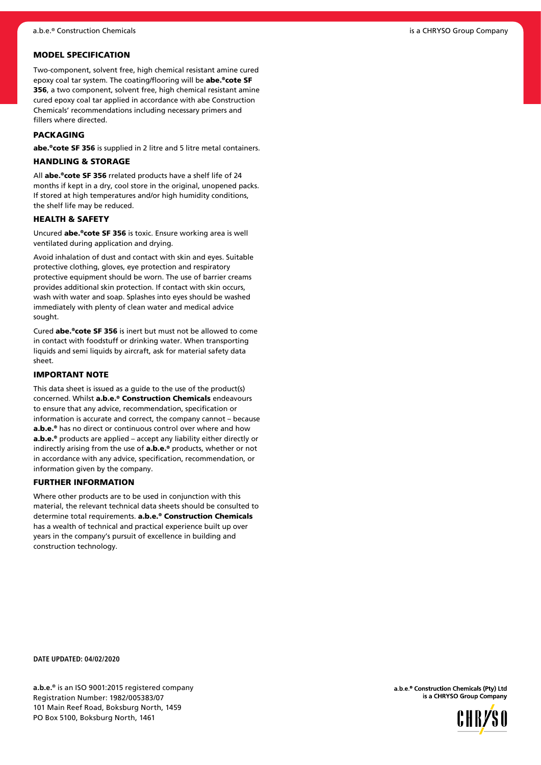## MODEL SPECIFICATION

Two-component, solvent free, high chemical resistant amine cured epoxy coal tar system. The coating/flooring will be **abe.®cote SF 356**, a two component, solvent free, high chemical resistant amine cured epoxy coal tar applied in accordance with abe Construction Chemicals' recommendations including necessary primers and fillers where directed.

## PACKAGING

**abe.®cote SF 356** is supplied in 2 litre and 5 litre metal containers.

## HANDLING & STORAGE

All **abe.®cote SF 356** rrelated products have a shelf life of 24 months if kept in a dry, cool store in the original, unopened packs. If stored at high temperatures and/or high humidity conditions, the shelf life may be reduced.

## HEALTH & SAFETY

Uncured **abe.®cote SF 356** is toxic. Ensure working area is well ventilated during application and drying.

Avoid inhalation of dust and contact with skin and eyes. Suitable protective clothing, gloves, eye protection and respiratory protective equipment should be worn. The use of barrier creams provides additional skin protection. If contact with skin occurs, wash with water and soap. Splashes into eyes should be washed immediately with plenty of clean water and medical advice sought.

Cured **abe.®cote SF 356** is inert but must not be allowed to come in contact with foodstuff or drinking water. When transporting liquids and semi liquids by aircraft, ask for material safety data sheet.

## IMPORTANT NOTE

This data sheet is issued as a guide to the use of the product(s) concerned. Whilst **a.b.e.® Construction Chemicals** endeavours to ensure that any advice, recommendation, specification or information is accurate and correct, the company cannot – because **a.b.e.®** has no direct or continuous control over where and how **a.b.e.®** products are applied – accept any liability either directly or indirectly arising from the use of **a.b.e.®** products, whether or not in accordance with any advice, specification, recommendation, or information given by the company.

## FURTHER INFORMATION

Where other products are to be used in conjunction with this material, the relevant technical data sheets should be consulted to determine total requirements. **a.b.e.® Construction Chemicals** has a wealth of technical and practical experience built up over years in the company's pursuit of excellence in building and construction technology.

**DATE UPDATED: 04/02/2020**

**a.b.e.®** is an ISO 9001:2015 registered company
Registration Number: 1982/005383/07
101 Main Reef Road, Boksburg North, 1459
PO Box 5100, Boksburg North, 1461

**a.b.e.® Construction Chemicals (Pty) Ltd**
**is a CHRYSO Group Company**

CHRYSO